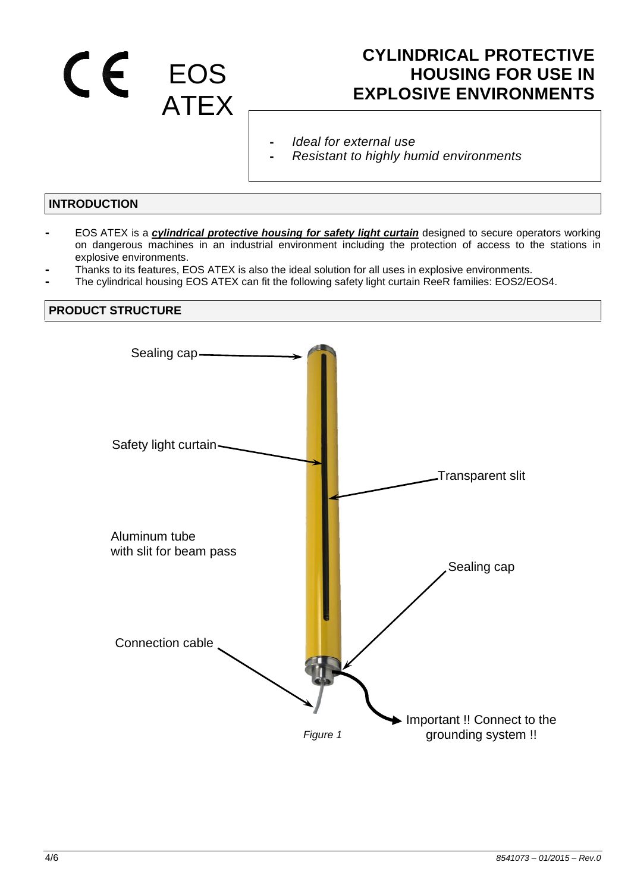# CE EOS ATEX

# CYLINDRICAL PROTECTIVE HOUSING FOR USE IN EXPLOSIVE ENVIRONMENTS

- *Ideal for external use*
- *Resistant to highly humid environments*

## INTRODUCTION

- EOS ATEX is a ***cylindrical protective housing for safety light curtain*** designed to secure operators working on dangerous machines in an industrial environment including the protection of access to the stations in explosive environments.
- Thanks to its features, EOS ATEX is also the ideal solution for all uses in explosive environments.
- The cylindrical housing EOS ATEX can fit the following safety light curtain ReeR families: EOS2/EOS4.

## PRODUCT STRUCTURE

Sealing cap

Safety light curtain

Transparent slit

Aluminum tube with slit for beam pass

Sealing cap

Connection cable

Important !! Connect to the grounding system !!

*Figure 1*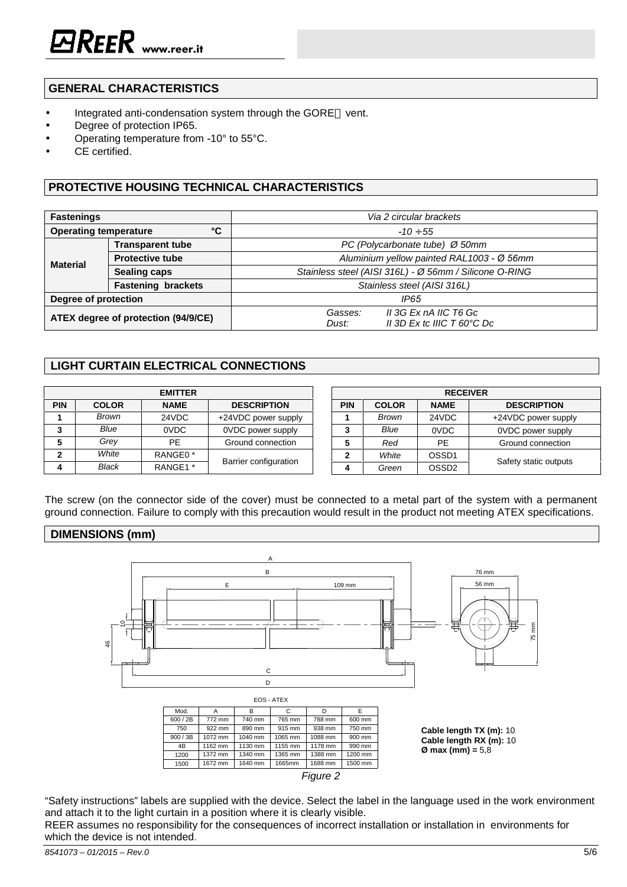## GENERAL CHARACTERISTICS

- Integrated anti-condensation system through the GORE vent.
- Degree of protection IP65.
- Operating temperature from -10° to 55°C.
- CE certified.

## PROTECTIVE HOUSING TECHNICAL CHARACTERISTICS

| Fastenings | | *Via 2 circular brackets* |
|---|---|---|
| **Operating temperature** | **°C** | *-10 ÷55* |
| **Material** | **Transparent tube** | *PC (Polycarbonate tube) Ø 50mm* |
| | **Protective tube** | *Aluminium yellow painted RAL1003 - Ø 56mm* |
| | **Sealing caps** | *Stainless steel (AISI 316L) - Ø 56mm / Silicone O-RING* |
| | **Fastening brackets** | *Stainless steel (AISI 316L)* |
| **Degree of protection** | | *IP65* |
| **ATEX degree of protection (94/9/CE)** | | *Gasses: II 3G Ex nA IIC T6 Gc*<br>*Dust: II 3D Ex tc IIIC T 60°C Dc* |

## LIGHT CURTAIN ELECTRICAL CONNECTIONS

| EMITTER | | | |
|---|---|---|---|
| **PIN** | **COLOR** | **NAME** | **DESCRIPTION** |
| **1** | *Brown* | 24VDC | +24VDC power supply |
| **3** | *Blue* | 0VDC | 0VDC power supply |
| **5** | *Grey* | PE | Ground connection |
| **2** | *White* | RANGE0 * | Barrier configuration |
| **4** | *Black* | RANGE1 * | Barrier configuration |

| RECEIVER | | | |
|---|---|---|---|
| **PIN** | **COLOR** | **NAME** | **DESCRIPTION** |
| **1** | *Brown* | 24VDC | +24VDC power supply |
| **3** | *Blue* | 0VDC | 0VDC power supply |
| **5** | *Red* | PE | Ground connection |
| **2** | *White* | OSSD1 | Safety static outputs |
| **4** | *Green* | OSSD2 | Safety static outputs |

The screw (on the connector side of the cover) must be connected to a metal part of the system with a permanent ground connection. Failure to comply with this precaution would result in the product not meeting ATEX specifications.

## DIMENSIONS (mm)

EOS - ATEX

| Mod. | A | B | C | D | E |
|---|---|---|---|---|---|
| 600 / 2B | 772 mm | 740 mm | 765 mm | 788 mm | 600 mm |
| 750 | 922 mm | 890 mm | 915 mm | 938 mm | 750 mm |
| 900 / 3B | 1072 mm | 1040 mm | 1065 mm | 1088 mm | 900 mm |
| 4B | 1162 mm | 1130 mm | 1155 mm | 1178 mm | 990 mm |
| 1200 | 1372 mm | 1340 mm | 1365 mm | 1388 mm | 1200 mm |
| 1500 | 1672 mm | 1640 mm | 1665mm | 1688 mm | 1500 mm |

**Cable length TX (m):** 10
**Cable length RX (m):** 10
**Ø max (mm) =** 5,8

*Figure 2*

"Safety instructions" labels are supplied with the device. Select the label in the language used in the work environment and attach it to the light curtain in a position where it is clearly visible.

REER assumes no responsibility for the consequences of incorrect installation or installation in environments for which the device is not intended.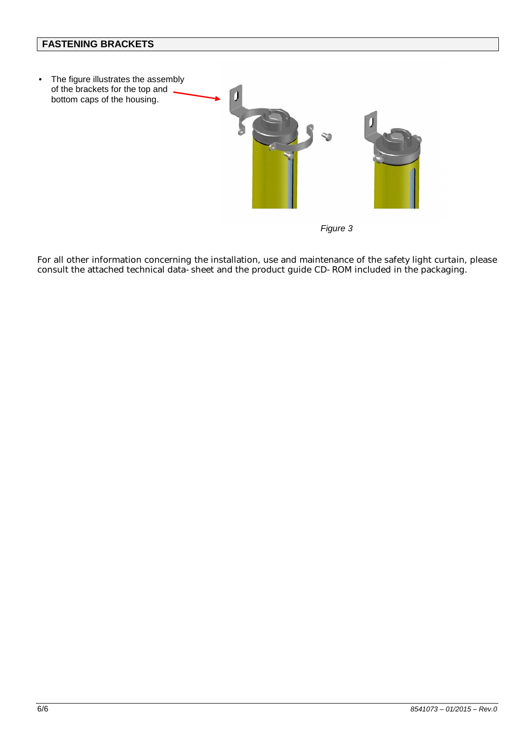## FASTENING BRACKETS

- The figure illustrates the assembly of the brackets for the top and bottom caps of the housing.

*Figure 3*

For all other information concerning the installation, use and maintenance of the safety light curtain, please consult the attached technical data- sheet and the product guide CD- ROM included in the packaging.